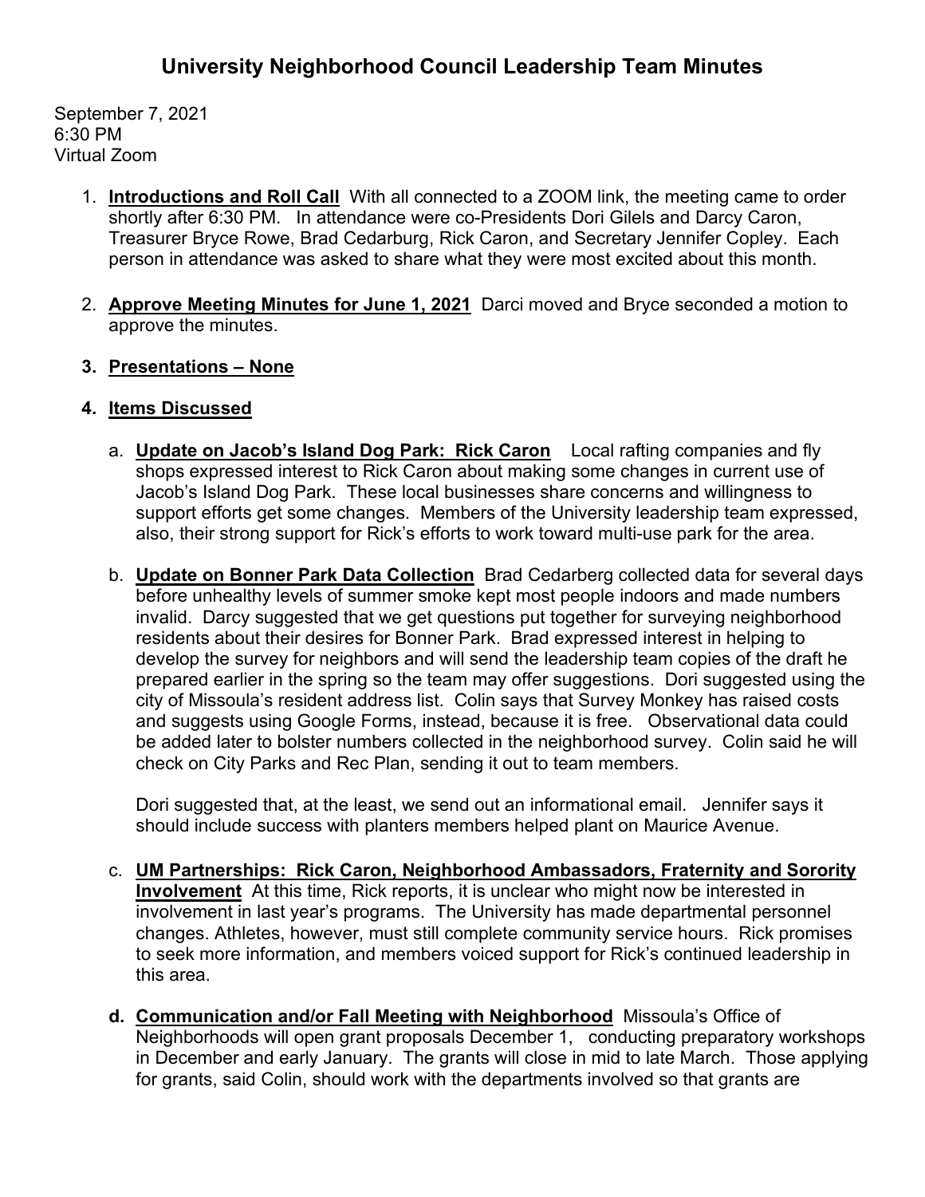# University Neighborhood Council Leadership Team Minutes

September 7, 2021
6:30 PM
Virtual Zoom

1. **Introductions and Roll Call** With all connected to a ZOOM link, the meeting came to order shortly after 6:30 PM. In attendance were co-Presidents Dori Gilels and Darcy Caron, Treasurer Bryce Rowe, Brad Cedarburg, Rick Caron, and Secretary Jennifer Copley. Each person in attendance was asked to share what they were most excited about this month.

2. **Approve Meeting Minutes for June 1, 2021** Darci moved and Bryce seconded a motion to approve the minutes.

3. **Presentations – None**

4. **Items Discussed**

   a. **Update on Jacob's Island Dog Park: Rick Caron** Local rafting companies and fly shops expressed interest to Rick Caron about making some changes in current use of Jacob's Island Dog Park. These local businesses share concerns and willingness to support efforts get some changes. Members of the University leadership team expressed, also, their strong support for Rick's efforts to work toward multi-use park for the area.

   b. **Update on Bonner Park Data Collection** Brad Cedarberg collected data for several days before unhealthy levels of summer smoke kept most people indoors and made numbers invalid. Darcy suggested that we get questions put together for surveying neighborhood residents about their desires for Bonner Park. Brad expressed interest in helping to develop the survey for neighbors and will send the leadership team copies of the draft he prepared earlier in the spring so the team may offer suggestions. Dori suggested using the city of Missoula's resident address list. Colin says that Survey Monkey has raised costs and suggests using Google Forms, instead, because it is free. Observational data could be added later to bolster numbers collected in the neighborhood survey. Colin said he will check on City Parks and Rec Plan, sending it out to team members.

      Dori suggested that, at the least, we send out an informational email. Jennifer says it should include success with planters members helped plant on Maurice Avenue.

   c. **UM Partnerships: Rick Caron, Neighborhood Ambassadors, Fraternity and Sorority Involvement** At this time, Rick reports, it is unclear who might now be interested in involvement in last year's programs. The University has made departmental personnel changes. Athletes, however, must still complete community service hours. Rick promises to seek more information, and members voiced support for Rick's continued leadership in this area.

   d. **Communication and/or Fall Meeting with Neighborhood** Missoula's Office of Neighborhoods will open grant proposals December 1, conducting preparatory workshops in December and early January. The grants will close in mid to late March. Those applying for grants, said Colin, should work with the departments involved so that grants are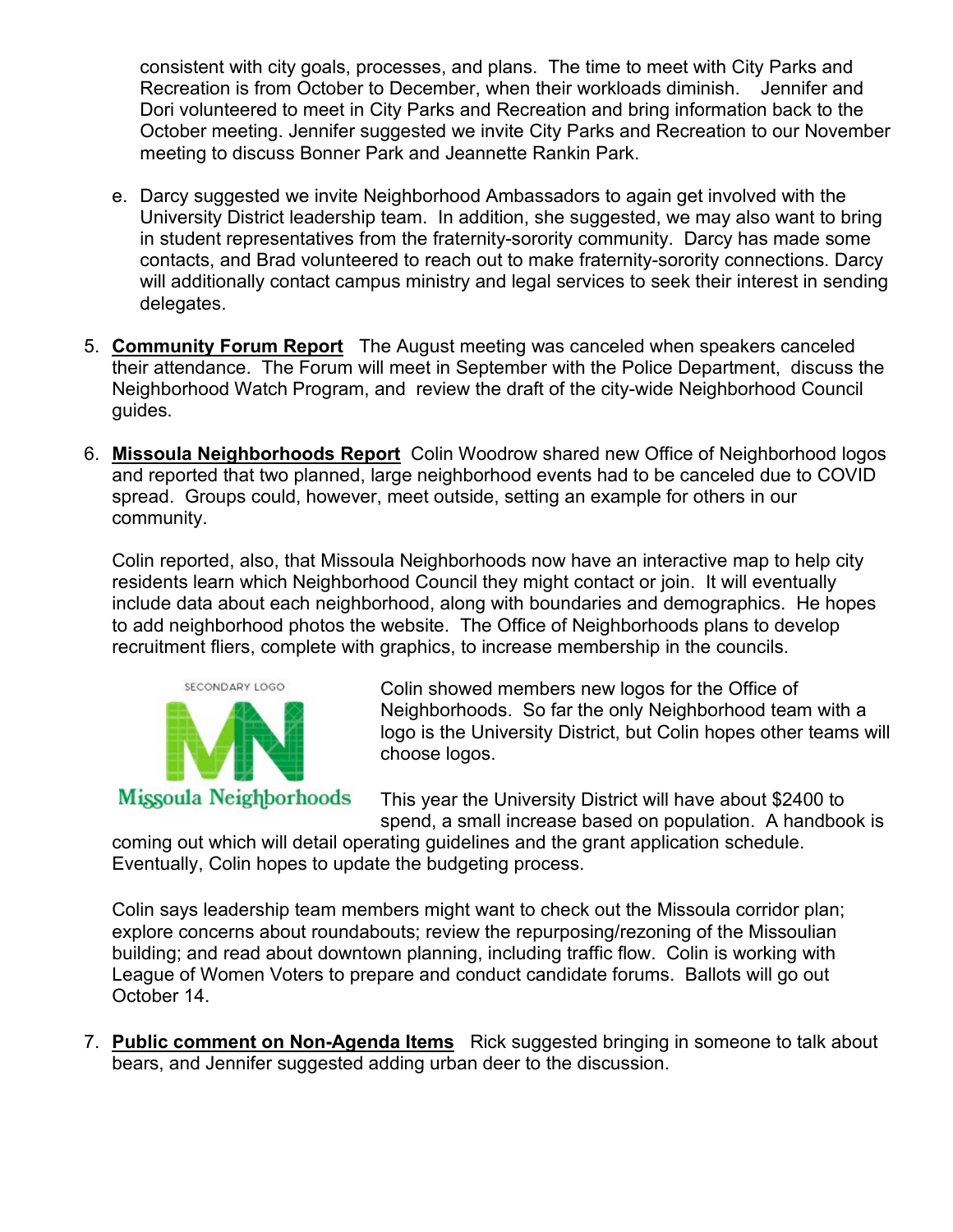consistent with city goals, processes, and plans. The time to meet with City Parks and Recreation is from October to December, when their workloads diminish. Jennifer and Dori volunteered to meet in City Parks and Recreation and bring information back to the October meeting. Jennifer suggested we invite City Parks and Recreation to our November meeting to discuss Bonner Park and Jeannette Rankin Park.

e. Darcy suggested we invite Neighborhood Ambassadors to again get involved with the University District leadership team. In addition, she suggested, we may also want to bring in student representatives from the fraternity-sorority community. Darcy has made some contacts, and Brad volunteered to reach out to make fraternity-sorority connections. Darcy will additionally contact campus ministry and legal services to seek their interest in sending delegates.

5. **Community Forum Report** The August meeting was canceled when speakers canceled their attendance. The Forum will meet in September with the Police Department, discuss the Neighborhood Watch Program, and review the draft of the city-wide Neighborhood Council guides.

6. **Missoula Neighborhoods Report** Colin Woodrow shared new Office of Neighborhood logos and reported that two planned, large neighborhood events had to be canceled due to COVID spread. Groups could, however, meet outside, setting an example for others in our community.

   Colin reported, also, that Missoula Neighborhoods now have an interactive map to help city residents learn which Neighborhood Council they might contact or join. It will eventually include data about each neighborhood, along with boundaries and demographics. He hopes to add neighborhood photos the website. The Office of Neighborhoods plans to develop recruitment fliers, complete with graphics, to increase membership in the councils.

   SECONDARY LOGO

   Missoula Neighborhoods

   Colin showed members new logos for the Office of Neighborhoods. So far the only Neighborhood team with a logo is the University District, but Colin hopes other teams will choose logos.

   This year the University District will have about $2400 to spend, a small increase based on population. A handbook is coming out which will detail operating guidelines and the grant application schedule. Eventually, Colin hopes to update the budgeting process.

   Colin says leadership team members might want to check out the Missoula corridor plan; explore concerns about roundabouts; review the repurposing/rezoning of the Missoulian building; and read about downtown planning, including traffic flow. Colin is working with League of Women Voters to prepare and conduct candidate forums. Ballots will go out October 14.

7. **Public comment on Non-Agenda Items** Rick suggested bringing in someone to talk about bears, and Jennifer suggested adding urban deer to the discussion.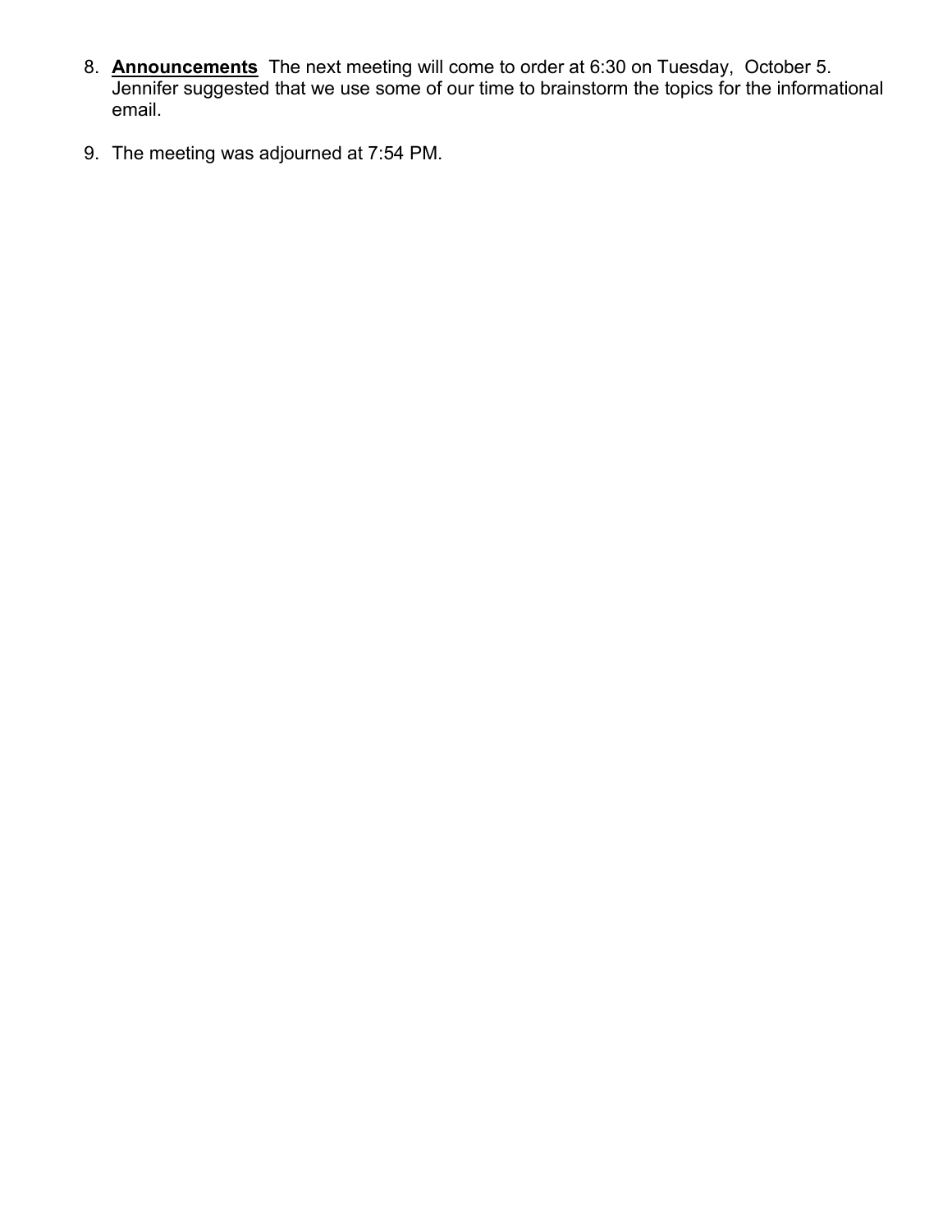8. **Announcements** The next meeting will come to order at 6:30 on Tuesday, October 5. Jennifer suggested that we use some of our time to brainstorm the topics for the informational email.

9. The meeting was adjourned at 7:54 PM.